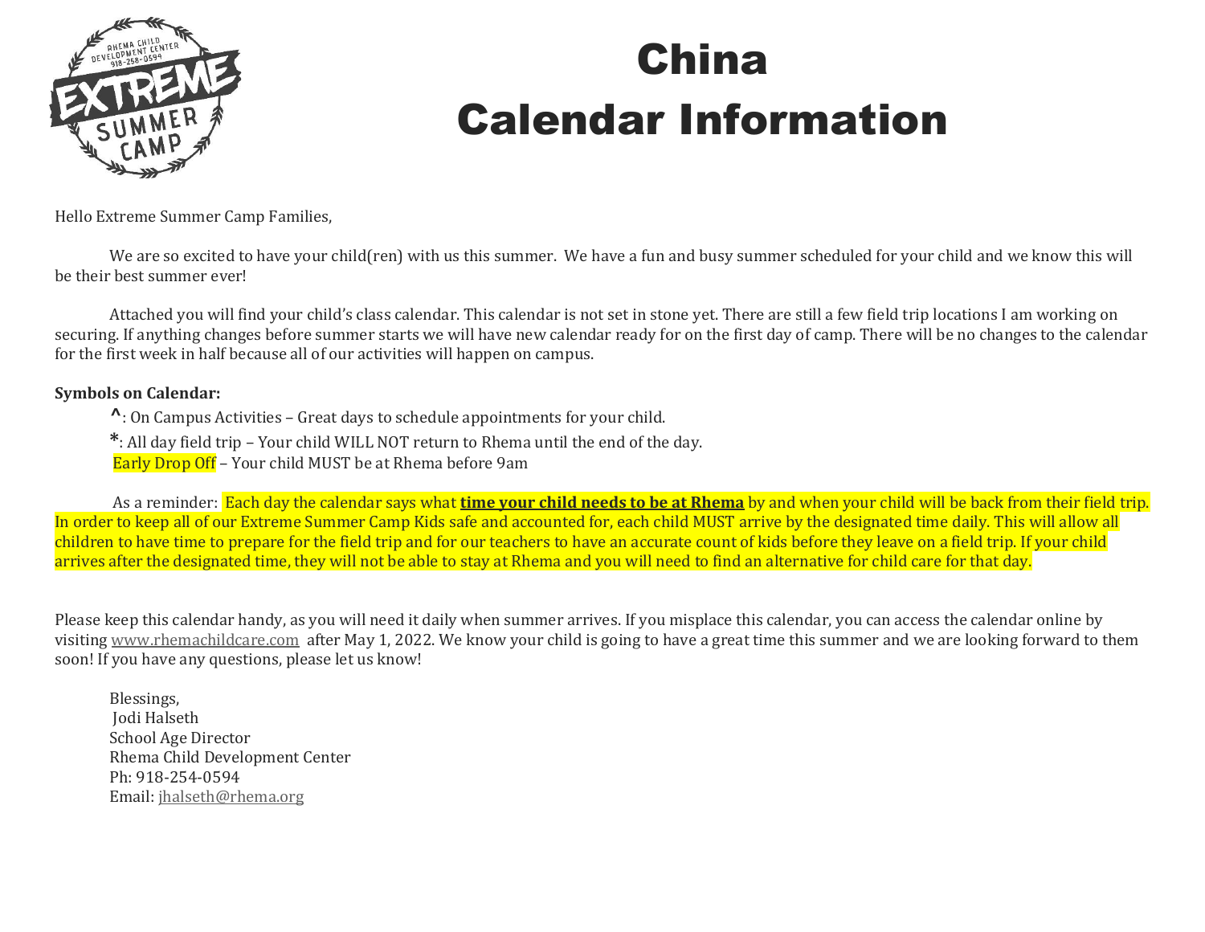# China
# Calendar Information

Hello Extreme Summer Camp Families,

We are so excited to have your child(ren) with us this summer. We have a fun and busy summer scheduled for your child and we know this will be their best summer ever!

Attached you will find your child's class calendar. This calendar is not set in stone yet. There are still a few field trip locations I am working on securing. If anything changes before summer starts we will have new calendar ready for on the first day of camp. There will be no changes to the calendar for the first week in half because all of our activities will happen on campus.

**Symbols on Calendar:**

- **^**: On Campus Activities – Great days to schedule appointments for your child.
- **\***: All day field trip – Your child WILL NOT return to Rhema until the end of the day.
- Early Drop Off – Your child MUST be at Rhema before 9am

As a reminder: Each day the calendar says what **<u>time your child needs to be at Rhema</u>** by and when your child will be back from their field trip. In order to keep all of our Extreme Summer Camp Kids safe and accounted for, each child MUST arrive by the designated time daily. This will allow all children to have time to prepare for the field trip and for our teachers to have an accurate count of kids before they leave on a field trip. If your child arrives after the designated time, they will not be able to stay at Rhema and you will need to find an alternative for child care for that day.

Please keep this calendar handy, as you will need it daily when summer arrives. If you misplace this calendar, you can access the calendar online by visiting www.rhemachildcare.com after May 1, 2022. We know your child is going to have a great time this summer and we are looking forward to them soon! If you have any questions, please let us know!

Blessings,
Jodi Halseth
School Age Director
Rhema Child Development Center
Ph: 918-254-0594
Email: jhalseth@rhema.org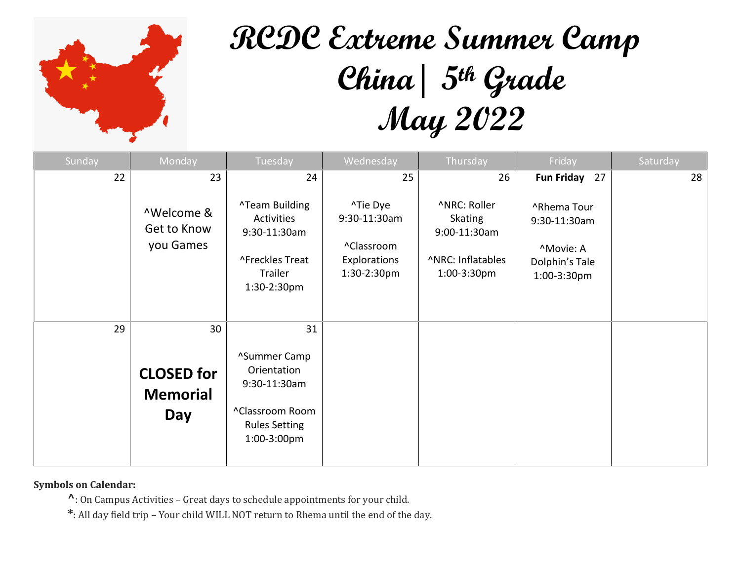# RCDC Extreme Summer Camp
# China| 5th Grade
# May 2022

| Sunday | Monday | Tuesday | Wednesday | Thursday | Friday | Saturday |
|---|---|---|---|---|---|---|
| 22 | 23<br><br>^Welcome & Get to Know you Games | 24<br><br>^Team Building Activities 9:30-11:30am<br><br>^Freckles Treat Trailer 1:30-2:30pm | 25<br><br>^Tie Dye 9:30-11:30am<br><br>^Classroom Explorations 1:30-2:30pm | 26<br><br>^NRC: Roller Skating 9:00-11:30am<br><br>^NRC: Inflatables 1:00-3:30pm | **Fun Friday** 27<br><br>^Rhema Tour 9:30-11:30am<br><br>^Movie: A Dolphin's Tale 1:00-3:30pm | 28 |
| 29 | 30<br><br>**CLOSED for Memorial Day** | 31<br><br>^Summer Camp Orientation 9:30-11:30am<br><br>^Classroom Room Rules Setting 1:00-3:00pm | | | | |

**Symbols on Calendar:**

- **^**: On Campus Activities – Great days to schedule appointments for your child.
- **\***: All day field trip – Your child WILL NOT return to Rhema until the end of the day.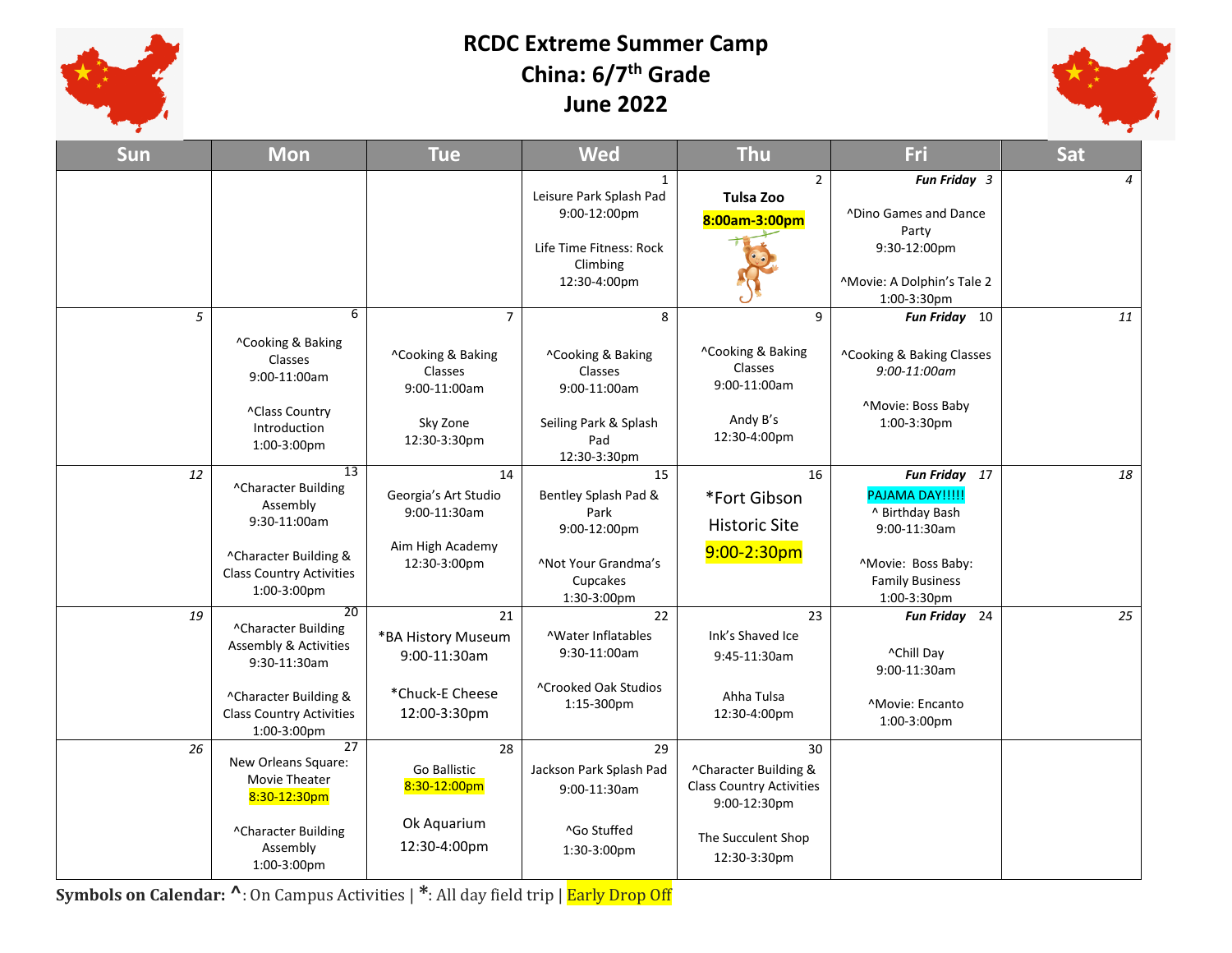# RCDC Extreme Summer Camp
# China: 6/7th Grade
# June 2022

| Sun | Mon | Tue | Wed | Thu | Fri | Sat |
|---|---|---|---|---|---|---|
| | | | 1<br>Leisure Park Splash Pad<br>9:00-12:00pm<br><br>Life Time Fitness: Rock Climbing<br>12:30-4:00pm | 2<br>**Tulsa Zoo**<br>8:00am-3:00pm | ***Fun Friday*** *3*<br><br>^Dino Games and Dance Party<br>9:30-12:00pm<br><br>^Movie: A Dolphin's Tale 2<br>1:00-3:30pm | *4* |
| *5* | 6<br>^Cooking & Baking Classes<br>9:00-11:00am<br><br>^Class Country Introduction<br>1:00-3:00pm | 7<br>^Cooking & Baking Classes<br>9:00-11:00am<br><br>Sky Zone<br>12:30-3:30pm | 8<br>^Cooking & Baking Classes<br>9:00-11:00am<br><br>Seiling Park & Splash Pad<br>12:30-3:30pm | 9<br>^Cooking & Baking Classes<br>9:00-11:00am<br><br>Andy B's<br>12:30-4:00pm | ***Fun Friday*** 10<br>^Cooking & Baking Classes<br>*9:00-11:00am*<br><br>^Movie: Boss Baby<br>1:00-3:30pm | *11* |
| *12* | 13<br>^Character Building Assembly<br>9:30-11:00am<br><br>^Character Building & Class Country Activities<br>1:00-3:00pm | 14<br>Georgia's Art Studio<br>9:00-11:30am<br><br>Aim High Academy<br>12:30-3:00pm | 15<br>Bentley Splash Pad & Park<br>9:00-12:00pm<br><br>^Not Your Grandma's Cupcakes<br>1:30-3:00pm | 16<br>*Fort Gibson Historic Site<br>9:00-2:30pm | ***Fun Friday*** 17<br>PAJAMA DAY!!!!!<br>^ Birthday Bash<br>9:00-11:30am<br><br>^Movie: Boss Baby: Family Business<br>1:00-3:30pm | *18* |
| *19* | 20<br>^Character Building Assembly & Activities<br>9:30-11:30am<br><br>^Character Building & Class Country Activities<br>1:00-3:00pm | 21<br>*BA History Museum<br>9:00-11:30am<br><br>*Chuck-E Cheese<br>12:00-3:30pm | 22<br>^Water Inflatables<br>9:30-11:00am<br><br>^Crooked Oak Studios<br>1:15-300pm | 23<br>Ink's Shaved Ice<br>9:45-11:30am<br><br>Ahha Tulsa<br>12:30-4:00pm | ***Fun Friday*** 24<br><br>^Chill Day<br>9:00-11:30am<br><br>^Movie: Encanto<br>1:00-3:00pm | *25* |
| *26* | 27<br>New Orleans Square: Movie Theater<br>8:30-12:30pm<br><br>^Character Building Assembly<br>1:00-3:00pm | 28<br>Go Ballistic<br>8:30-12:00pm<br><br>Ok Aquarium<br>12:30-4:00pm | 29<br>Jackson Park Splash Pad<br>9:00-11:30am<br><br>^Go Stuffed<br>1:30-3:00pm | 30<br>^Character Building & Class Country Activities<br>9:00-12:30pm<br><br>The Succulent Shop<br>12:30-3:30pm | | |

**Symbols on Calendar: ^**: On Campus Activities | *****: All day field trip | Early Drop Off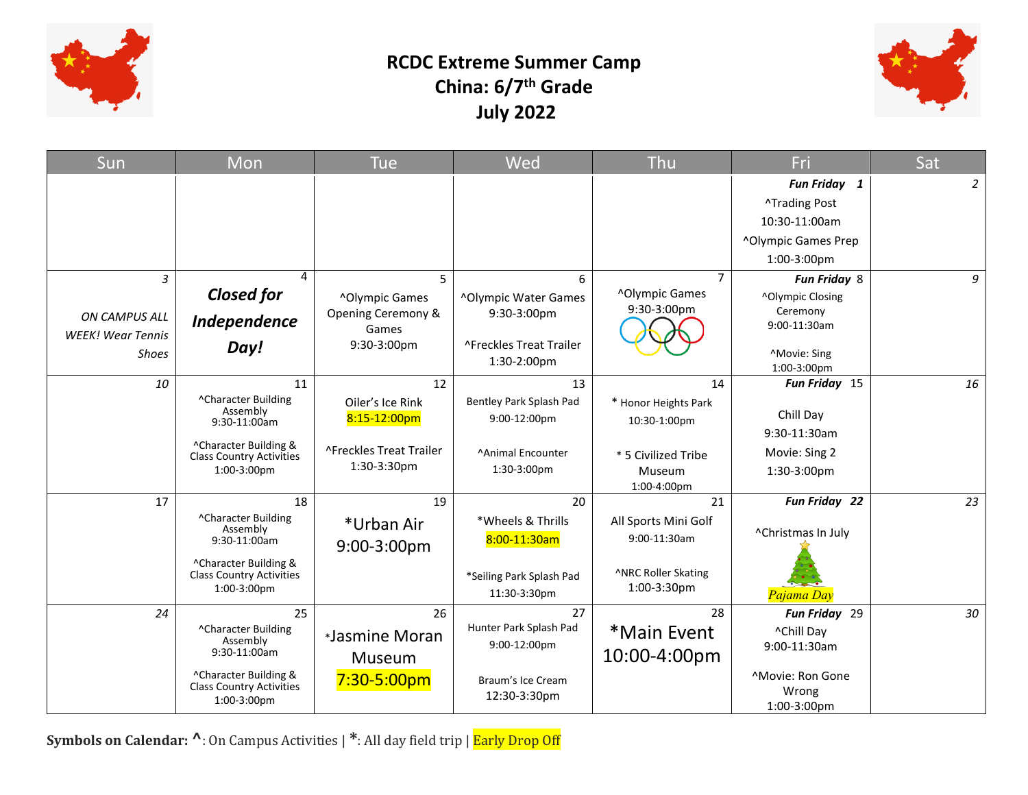# RCDC Extreme Summer Camp
## China: 6/7th Grade
## July 2022

| Sun | Mon | Tue | Wed | Thu | Fri | Sat |
|---|---|---|---|---|---|---|
| | | | | | ***Fun Friday*** **1**<br>^Trading Post<br>10:30-11:00am<br>^Olympic Games Prep<br>1:00-3:00pm | *2* |
| *3*<br>*ON CAMPUS ALL WEEK! Wear Tennis Shoes* | 4<br>***Closed for Independence Day!*** | 5<br>^Olympic Games Opening Ceremony & Games<br>9:30-3:00pm | 6<br>^Olympic Water Games<br>9:30-3:00pm<br>^Freckles Treat Trailer<br>1:30-2:00pm | 7<br>^Olympic Games<br>9:30-3:00pm | ***Fun Friday*** 8<br>^Olympic Closing Ceremony<br>9:00-11:30am<br>^Movie: Sing<br>1:00-3:00pm | *9* |
| *10* | 11<br>^Character Building Assembly<br>9:30-11:00am<br>^Character Building & Class Country Activities<br>1:00-3:00pm | 12<br>Oiler's Ice Rink<br>8:15-12:00pm<br>^Freckles Treat Trailer<br>1:30-3:30pm | 13<br>Bentley Park Splash Pad<br>9:00-12:00pm<br>^Animal Encounter<br>1:30-3:00pm | 14<br>* Honor Heights Park<br>10:30-1:00pm<br>* 5 Civilized Tribe Museum<br>1:00-4:00pm | ***Fun Friday*** 15<br>Chill Day<br>9:30-11:30am<br>Movie: Sing 2<br>1:30-3:00pm | *16* |
| 17 | 18<br>^Character Building Assembly<br>9:30-11:00am<br>^Character Building & Class Country Activities<br>1:00-3:00pm | 19<br>*Urban Air<br>9:00-3:00pm | 20<br>*Wheels & Thrills<br>8:00-11:30am<br>*Seiling Park Splash Pad<br>11:30-3:30pm | 21<br>All Sports Mini Golf<br>9:00-11:30am<br>^NRC Roller Skating<br>1:00-3:30pm | ***Fun Friday 22***<br>^Christmas In July<br>*Pajama Day* | *23* |
| *24* | 25<br>^Character Building Assembly<br>9:30-11:00am<br>^Character Building & Class Country Activities<br>1:00-3:00pm | 26<br>*Jasmine Moran Museum<br>7:30-5:00pm | 27<br>Hunter Park Splash Pad<br>9:00-12:00pm<br>Braum's Ice Cream<br>12:30-3:30pm | 28<br>*Main Event<br>10:00-4:00pm | ***Fun Friday*** 29<br>^Chill Day<br>9:00-11:30am<br>^Movie: Ron Gone Wrong<br>1:00-3:00pm | *30* |

**Symbols on Calendar: ^**: On Campus Activities | *****: All day field trip | Early Drop Off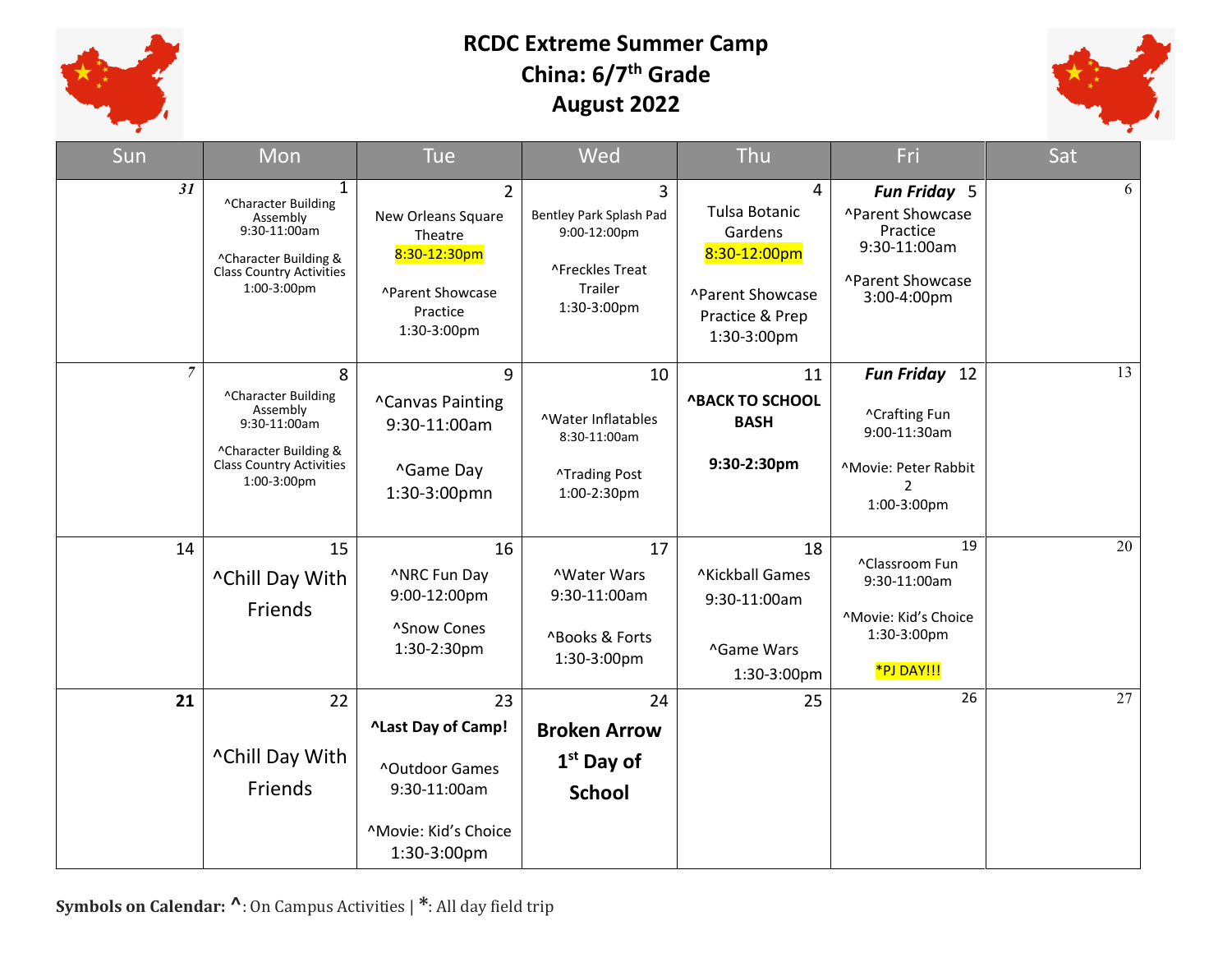# RCDC Extreme Summer Camp
# China: 6/7th Grade
# August 2022

| Sun | Mon | Tue | Wed | Thu | Fri | Sat |
|---|---|---|---|---|---|---|
| 31 | 1<br>^Character Building Assembly<br>9:30-11:00am<br>^Character Building & Class Country Activities<br>1:00-3:00pm | 2<br>New Orleans Square Theatre<br>8:30-12:30pm<br>^Parent Showcase Practice<br>1:30-3:00pm | 3<br>Bentley Park Splash Pad<br>9:00-12:00pm<br>^Freckles Treat Trailer<br>1:30-3:00pm | 4<br>Tulsa Botanic Gardens<br>8:30-12:00pm<br>^Parent Showcase Practice & Prep<br>1:30-3:00pm | ***Fun Friday*** 5<br>^Parent Showcase Practice<br>9:30-11:00am<br>^Parent Showcase<br>3:00-4:00pm | 6 |
| 7 | 8<br>^Character Building Assembly<br>9:30-11:00am<br>^Character Building & Class Country Activities<br>1:00-3:00pm | 9<br>^Canvas Painting<br>9:30-11:00am<br>^Game Day<br>1:30-3:00pmn | 10<br>^Water Inflatables<br>8:30-11:00am<br>^Trading Post<br>1:00-2:30pm | 11<br>**^BACK TO SCHOOL BASH**<br>**9:30-2:30pm** | ***Fun Friday*** 12<br>^Crafting Fun<br>9:00-11:30am<br>^Movie: Peter Rabbit 2<br>1:00-3:00pm | 13 |
| 14 | 15<br>^Chill Day With Friends | 16<br>^NRC Fun Day<br>9:00-12:00pm<br>^Snow Cones<br>1:30-2:30pm | 17<br>^Water Wars<br>9:30-11:00am<br>^Books & Forts<br>1:30-3:00pm | 18<br>^Kickball Games<br>9:30-11:00am<br>^Game Wars<br>1:30-3:00pm | 19<br>^Classroom Fun<br>9:30-11:00am<br>^Movie: Kid's Choice<br>1:30-3:00pm<br>*PJ DAY!!! | 20 |
| **21** | 22<br>^Chill Day With Friends | 23<br>**^Last Day of Camp!**<br>^Outdoor Games<br>9:30-11:00am<br>^Movie: Kid's Choice<br>1:30-3:00pm | 24<br>**Broken Arrow 1st Day of School** | 25 | 26 | 27 |

**Symbols on Calendar: ^**: On Campus Activities | *****: All day field trip